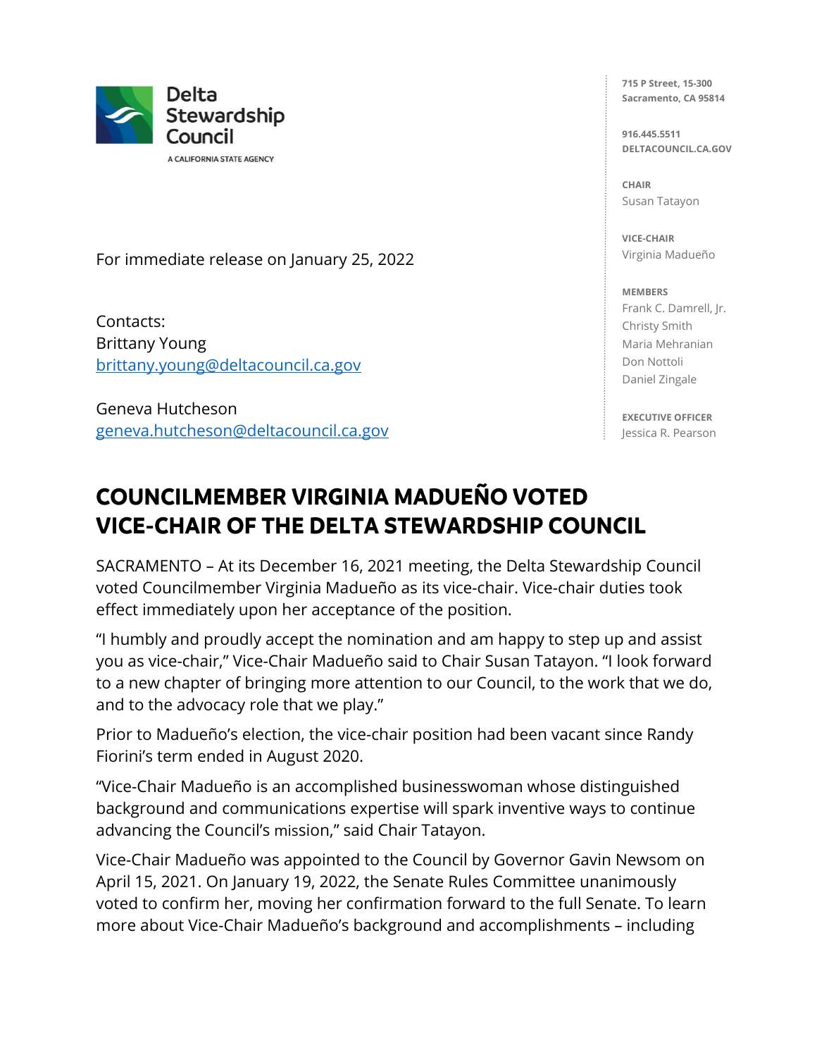Delta Stewardship Council

A CALIFORNIA STATE AGENCY

715 P Street, 15-300
Sacramento, CA 95814

916.445.5511
DELTACOUNCIL.CA.GOV

**CHAIR**
Susan Tatayon

**VICE-CHAIR**
Virginia Madueño

**MEMBERS**
Frank C. Damrell, Jr.
Christy Smith
Maria Mehranian
Don Nottoli
Daniel Zingale

**EXECUTIVE OFFICER**
Jessica R. Pearson

For immediate release on January 25, 2022

Contacts:
Brittany Young
brittany.young@deltacouncil.ca.gov

Geneva Hutcheson
geneva.hutcheson@deltacouncil.ca.gov

# COUNCILMEMBER VIRGINIA MADUEÑO VOTED VICE-CHAIR OF THE DELTA STEWARDSHIP COUNCIL

SACRAMENTO – At its December 16, 2021 meeting, the Delta Stewardship Council voted Councilmember Virginia Madueño as its vice-chair. Vice-chair duties took effect immediately upon her acceptance of the position.

"I humbly and proudly accept the nomination and am happy to step up and assist you as vice-chair," Vice-Chair Madueño said to Chair Susan Tatayon. "I look forward to a new chapter of bringing more attention to our Council, to the work that we do, and to the advocacy role that we play."

Prior to Madueño's election, the vice-chair position had been vacant since Randy Fiorini's term ended in August 2020.

"Vice-Chair Madueño is an accomplished businesswoman whose distinguished background and communications expertise will spark inventive ways to continue advancing the Council's mission," said Chair Tatayon.

Vice-Chair Madueño was appointed to the Council by Governor Gavin Newsom on April 15, 2021. On January 19, 2022, the Senate Rules Committee unanimously voted to confirm her, moving her confirmation forward to the full Senate. To learn more about Vice-Chair Madueño's background and accomplishments – including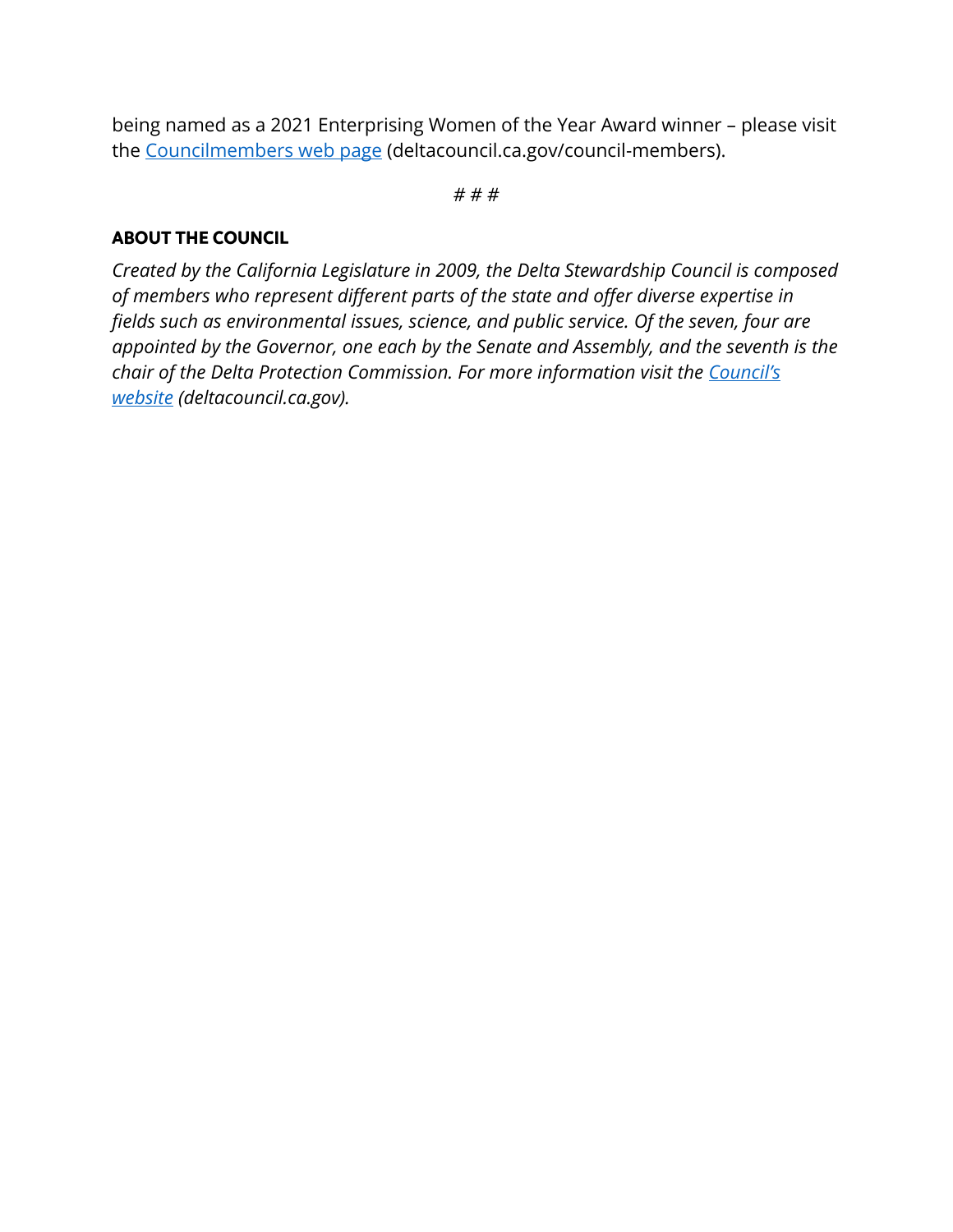being named as a 2021 Enterprising Women of the Year Award winner – please visit the [Councilmembers web page](deltacouncil.ca.gov/council-members) (deltacouncil.ca.gov/council-members).

# # #

**ABOUT THE COUNCIL**

*Created by the California Legislature in 2009, the Delta Stewardship Council is composed of members who represent different parts of the state and offer diverse expertise in fields such as environmental issues, science, and public service. Of the seven, four are appointed by the Governor, one each by the Senate and Assembly, and the seventh is the chair of the Delta Protection Commission. For more information visit the [Council's website](deltacouncil.ca.gov) (deltacouncil.ca.gov).*